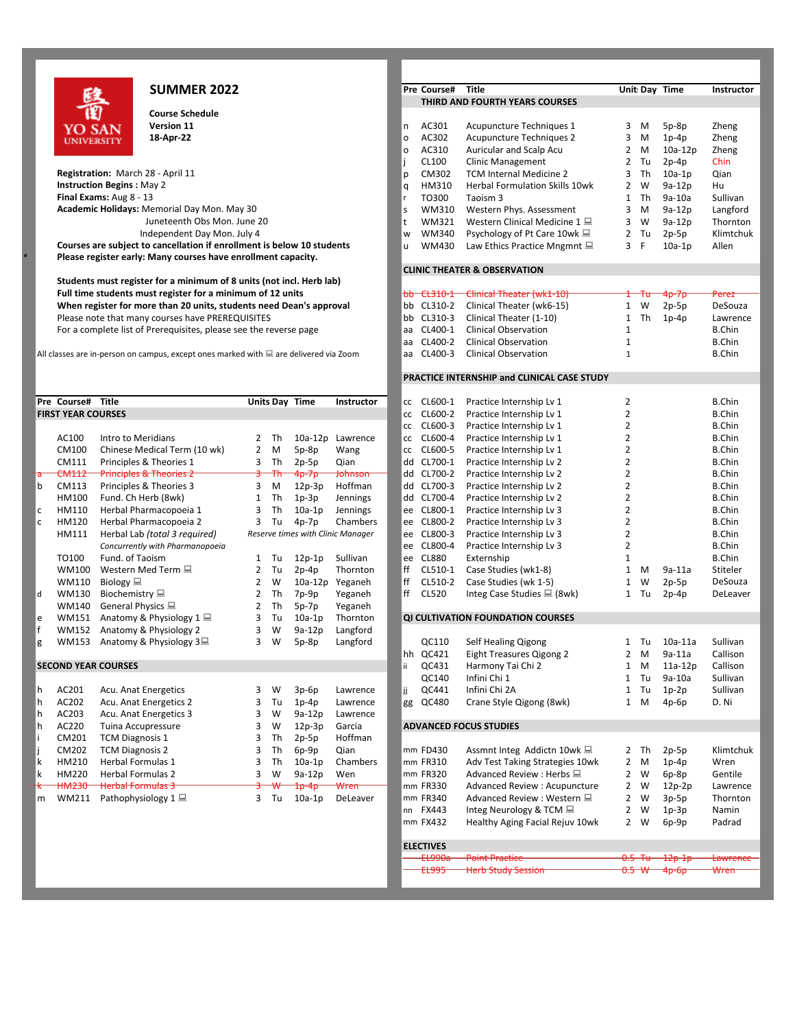# SUMMER 2022

**Course Schedule**
**Version 11**
**18-Apr-22**

**Registration:** March 28 - April 11
**Instruction Begins :** May 2
**Final Exams:** Aug 8 - 13
**Academic Holidays:** Memorial Day Mon. May 30
Juneteenth Obs Mon. June 20
Independent Day Mon. July 4

**Courses are subject to cancellation if enrollment is below 10 students**
**Please register early: Many courses have enrollment capacity.**

**Students must register for a minimum of 8 units (not incl. Herb lab)**
**Full time students must register for a minimum of 12 units**
**When register for more than 20 units, students need Dean's approval**
Please note that many courses have PREREQUISITES
For a complete list of Prerequisites, please see the reverse page

All classes are in-person on campus, except ones marked with 💻 are delivered via Zoom

| Pre | Course# | Title | Units | Day | Time | Instructor |
|---|---|---|---|---|---|---|
| **FIRST YEAR COURSES** | | | | | | |
| | AC100 | Intro to Meridians | 2 | Th | 10a-12p | Lawrence |
| | CM100 | Chinese Medical Term (10 wk) | 2 | M | 5p-8p | Wang |
| | CM111 | Principles & Theories 1 | 3 | Th | 2p-5p | Qian |
| ~~a~~ | ~~CM112~~ | ~~Principles & Theories 2~~ | ~~3~~ | ~~Th~~ | ~~4p-7p~~ | ~~Johnson~~ |
| b | CM113 | Principles & Theories 3 | 3 | M | 12p-3p | Hoffman |
| | HM100 | Fund. Ch Herb (8wk) | 1 | Th | 1p-3p | Jennings |
| c | HM110 | Herbal Pharmacopoeia 1 | 3 | Th | 10a-1p | Jennings |
| c | HM120 | Herbal Pharmacopoeia 2 | 3 | Tu | 4p-7p | Chambers |
| | HM111 | Herbal Lab *(total 3 required)* *Concurrently with Pharmanopoeia* | *Reserve times with Clinic Manager* | | | |
| | TO100 | Fund. of Taoism | 1 | Tu | 12p-1p | Sullivan |
| | WM100 | Western Med Term 💻 | 2 | Tu | 2p-4p | Thornton |
| | WM110 | Biology 💻 | 2 | W | 10a-12p | Yeganeh |
| d | WM130 | Biochemistry 💻 | 2 | Th | 7p-9p | Yeganeh |
| | WM140 | General Physics 💻 | 2 | Th | 5p-7p | Yeganeh |
| e | WM151 | Anatomy & Physiology 1 💻 | 3 | Tu | 10a-1p | Thornton |
| f | WM152 | Anatomy & Physiology 2 | 3 | W | 9a-12p | Langford |
| g | WM153 | Anatomy & Physiology 3 💻 | 3 | W | 5p-8p | Langford |
| **SECOND YEAR COURSES** | | | | | | |
| h | AC201 | Acu. Anat Energetics | 3 | W | 3p-6p | Lawrence |
| h | AC202 | Acu. Anat Energetics 2 | 3 | Tu | 1p-4p | Lawrence |
| h | AC203 | Acu. Anat Energetics 3 | 3 | W | 9a-12p | Lawrence |
| h | AC220 | Tuina Accupressure | 3 | W | 12p-3p | Garcia |
| i | CM201 | TCM Diagnosis 1 | 3 | Th | 2p-5p | Hoffman |
| j | CM202 | TCM Diagnosis 2 | 3 | Th | 6p-9p | Qian |
| k | HM210 | Herbal Formulas 1 | 3 | Th | 10a-1p | Chambers |
| k | HM220 | Herbal Formulas 2 | 3 | W | 9a-12p | Wen |
| ~~k~~ | ~~HM230~~ | ~~Herbal Formulas 3~~ | ~~3~~ | ~~W~~ | ~~1p-4p~~ | ~~Wren~~ |
| m | WM211 | Pathophysiology 1 💻 | 3 | Tu | 10a-1p | DeLeaver |

| Pre | Course# | Title | Units | Day | Time | Instructor |
|---|---|---|---|---|---|---|
| **THIRD AND FOURTH YEARS COURSES** | | | | | | |
| n | AC301 | Acupuncture Techniques 1 | 3 | M | 5p-8p | Zheng |
| o | AC302 | Acupuncture Techniques 2 | 3 | M | 1p-4p | Zheng |
| o | AC310 | Auricular and Scalp Acu | 2 | M | 10a-12p | Zheng |
| j | CL100 | Clinic Management | 2 | Tu | 2p-4p | Chin |
| p | CM302 | TCM Internal Medicine 2 | 3 | Th | 10a-1p | Qian |
| q | HM310 | Herbal Formulation Skills 10wk | 2 | W | 9a-12p | Hu |
| r | TO300 | Taoism 3 | 1 | Th | 9a-10a | Sullivan |
| s | WM310 | Western Phys. Assessment | 3 | M | 9a-12p | Langford |
| t | WM321 | Western Clinical Medicine 1 💻 | 3 | W | 9a-12p | Thornton |
| w | WM340 | Psychology of Pt Care 10wk 💻 | 2 | Tu | 2p-5p | Klimtchuk |
| u | WM430 | Law Ethics Practice Mngmnt 💻 | 3 | F | 10a-1p | Allen |
| **CLINIC THEATER & OBSERVATION** | | | | | | |
| ~~bb~~ | ~~CL310-1~~ | ~~Clinical Theater (wk1-10)~~ | ~~1~~ | ~~Tu~~ | ~~4p-7p~~ | ~~Perez~~ |
| bb | CL310-2 | Clinical Theater (wk6-15) | 1 | W | 2p-5p | DeSouza |
| bb | CL310-3 | Clinical Theater (1-10) | 1 | Th | 1p-4p | Lawrence |
| aa | CL400-1 | Clinical Observation | 1 | | | B.Chin |
| aa | CL400-2 | Clinical Observation | 1 | | | B.Chin |
| aa | CL400-3 | Clinical Observation | 1 | | | B.Chin |
| **PRACTICE INTERNSHIP and CLINICAL CASE STUDY** | | | | | | |
| cc | CL600-1 | Practice Internship Lv 1 | 2 | | | B.Chin |
| cc | CL600-2 | Practice Internship Lv 1 | 2 | | | B.Chin |
| cc | CL600-3 | Practice Internship Lv 1 | 2 | | | B.Chin |
| cc | CL600-4 | Practice Internship Lv 1 | 2 | | | B.Chin |
| cc | CL600-5 | Practice Internship Lv 1 | 2 | | | B.Chin |
| dd | CL700-1 | Practice Internship Lv 2 | 2 | | | B.Chin |
| dd | CL700-2 | Practice Internship Lv 2 | 2 | | | B.Chin |
| dd | CL700-3 | Practice Internship Lv 2 | 2 | | | B.Chin |
| dd | CL700-4 | Practice Internship Lv 2 | 2 | | | B.Chin |
| ee | CL800-1 | Practice Internship Lv 3 | 2 | | | B.Chin |
| ee | CL800-2 | Practice Internship Lv 3 | 2 | | | B.Chin |
| ee | CL800-3 | Practice Internship Lv 3 | 2 | | | B.Chin |
| ee | CL800-4 | Practice Internship Lv 3 | 2 | | | B.Chin |
| ee | CL880 | Externship | 1 | | | B.Chin |
| ff | CL510-1 | Case Studies (wk1-8) | 1 | M | 9a-11a | Stiteler |
| ff | CL510-2 | Case Studies (wk 1-5) | 1 | W | 2p-5p | DeSouza |
| ff | CL520 | Integ Case Studies 💻 (8wk) | 1 | Tu | 2p-4p | DeLeaver |
| **QI CULTIVATION FOUNDATION COURSES** | | | | | | |
| | QC110 | Self Healing Qigong | 1 | Tu | 10a-11a | Sullivan |
| hh | QC421 | Eight Treasures Qigong 2 | 2 | M | 9a-11a | Callison |
| ii | QC431 | Harmony Tai Chi 2 | 1 | M | 11a-12p | Callison |
| | QC140 | Infini Chi 1 | 1 | Tu | 9a-10a | Sullivan |
| jj | QC441 | Infini Chi 2A | 1 | Tu | 1p-2p | Sullivan |
| gg | QC480 | Crane Style Qigong (8wk) | 1 | M | 4p-6p | D. Ni |
| **ADVANCED FOCUS STUDIES** | | | | | | |
| mm | FD430 | Assmnt Integ Addictn 10wk 💻 | 2 | Th | 2p-5p | Klimtchuk |
| mm | FR310 | Adv Test Taking Strategies 10wk | 2 | M | 1p-4p | Wren |
| mm | FR320 | Advanced Review : Herbs 💻 | 2 | W | 6p-8p | Gentile |
| mm | FR330 | Advanced Review : Acupuncture | 2 | W | 12p-2p | Lawrence |
| mm | FR340 | Advanced Review : Western 💻 | 2 | W | 3p-5p | Thornton |
| nn | FX443 | Integ Neurology & TCM 💻 | 2 | W | 1p-3p | Namin |
| mm | FX432 | Healthy Aging Facial Rejuv 10wk | 2 | W | 6p-9p | Padrad |
| **ELECTIVES** | | | | | | |
| | ~~EL990a~~ | ~~Point Practice~~ | ~~0.5~~ | ~~Tu~~ | ~~12p-1p~~ | ~~Lawrence~~ |
| | ~~EL995~~ | ~~Herb Study Session~~ | ~~0.5~~ | ~~W~~ | ~~4p-6p~~ | ~~Wren~~ |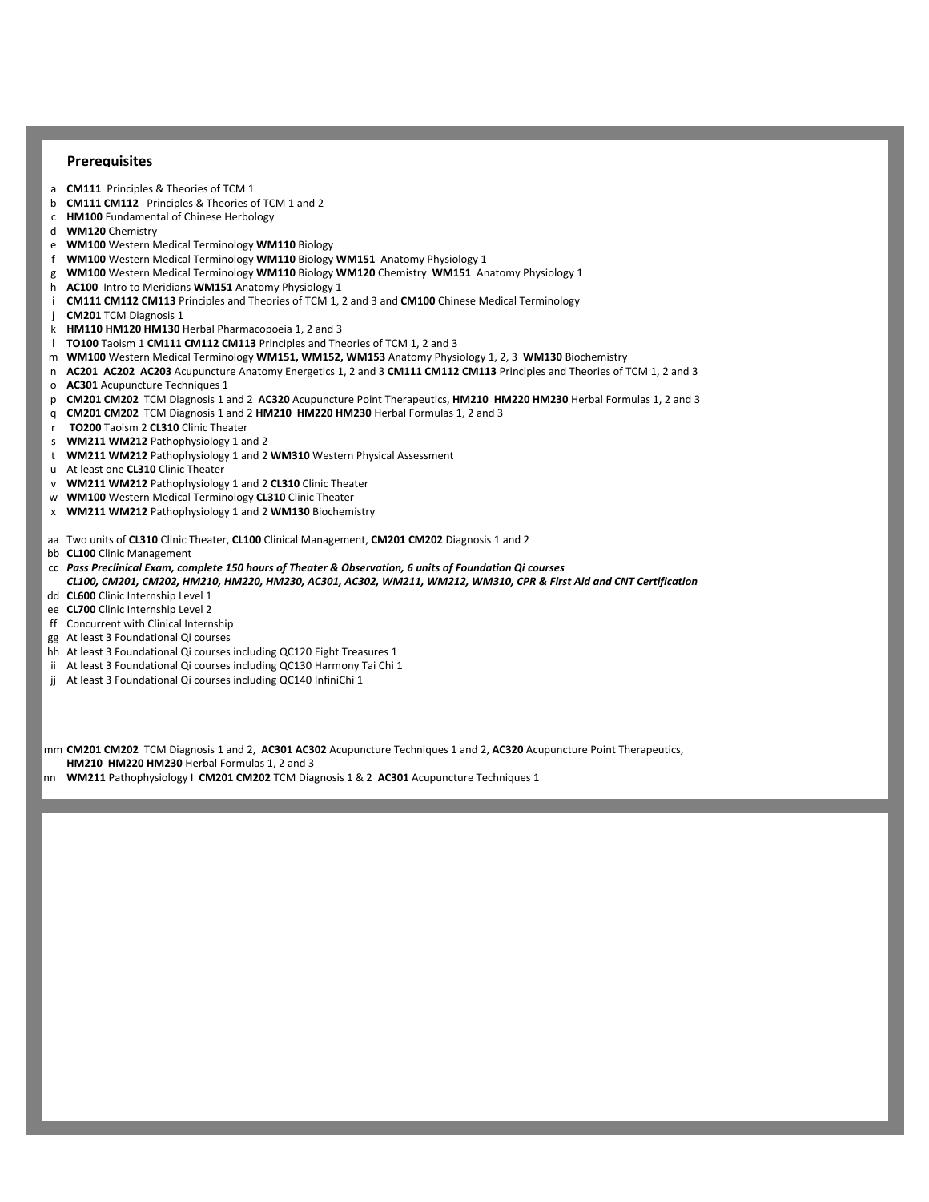### Prerequisites

- a **CM111** Principles & Theories of TCM 1
- b **CM111 CM112** Principles & Theories of TCM 1 and 2
- c **HM100** Fundamental of Chinese Herbology
- d **WM120** Chemistry
- e **WM100** Western Medical Terminology **WM110** Biology
- f **WM100** Western Medical Terminology **WM110** Biology **WM151** Anatomy Physiology 1
- g **WM100** Western Medical Terminology **WM110** Biology **WM120** Chemistry **WM151** Anatomy Physiology 1
- h **AC100** Intro to Meridians **WM151** Anatomy Physiology 1
- i **CM111 CM112 CM113** Principles and Theories of TCM 1, 2 and 3 and **CM100** Chinese Medical Terminology
- j **CM201** TCM Diagnosis 1
- k **HM110 HM120 HM130** Herbal Pharmacopoeia 1, 2 and 3
- l **TO100** Taoism 1 **CM111 CM112 CM113** Principles and Theories of TCM 1, 2 and 3
- m **WM100** Western Medical Terminology **WM151, WM152, WM153** Anatomy Physiology 1, 2, 3 **WM130** Biochemistry
- n **AC201 AC202 AC203** Acupuncture Anatomy Energetics 1, 2 and 3 **CM111 CM112 CM113** Principles and Theories of TCM 1, 2 and 3
- o **AC301** Acupuncture Techniques 1
- p **CM201 CM202** TCM Diagnosis 1 and 2 **AC320** Acupuncture Point Therapeutics, **HM210 HM220 HM230** Herbal Formulas 1, 2 and 3
- q **CM201 CM202** TCM Diagnosis 1 and 2 **HM210 HM220 HM230** Herbal Formulas 1, 2 and 3
- r **TO200** Taoism 2 **CL310** Clinic Theater
- s **WM211 WM212** Pathophysiology 1 and 2
- t **WM211 WM212** Pathophysiology 1 and 2 **WM310** Western Physical Assessment
- u At least one **CL310** Clinic Theater
- v **WM211 WM212** Pathophysiology 1 and 2 **CL310** Clinic Theater
- w **WM100** Western Medical Terminology **CL310** Clinic Theater
- x **WM211 WM212** Pathophysiology 1 and 2 **WM130** Biochemistry

- aa Two units of **CL310** Clinic Theater, **CL100** Clinical Management, **CM201 CM202** Diagnosis 1 and 2
- bb **CL100** Clinic Management
- **cc** ***Pass Preclinical Exam, complete 150 hours of Theater & Observation, 6 units of Foundation Qi courses CL100, CM201, CM202, HM210, HM220, HM230, AC301, AC302, WM211, WM212, WM310, CPR & First Aid and CNT Certification***
- dd **CL600** Clinic Internship Level 1
- ee **CL700** Clinic Internship Level 2
- ff Concurrent with Clinical Internship
- gg At least 3 Foundational Qi courses
- hh At least 3 Foundational Qi courses including QC120 Eight Treasures 1
- ii At least 3 Foundational Qi courses including QC130 Harmony Tai Chi 1
- jj At least 3 Foundational Qi courses including QC140 InfiniChi 1

- mm **CM201 CM202** TCM Diagnosis 1 and 2, **AC301 AC302** Acupuncture Techniques 1 and 2, **AC320** Acupuncture Point Therapeutics, **HM210 HM220 HM230** Herbal Formulas 1, 2 and 3
- nn **WM211** Pathophysiology I **CM201 CM202** TCM Diagnosis 1 & 2 **AC301** Acupuncture Techniques 1